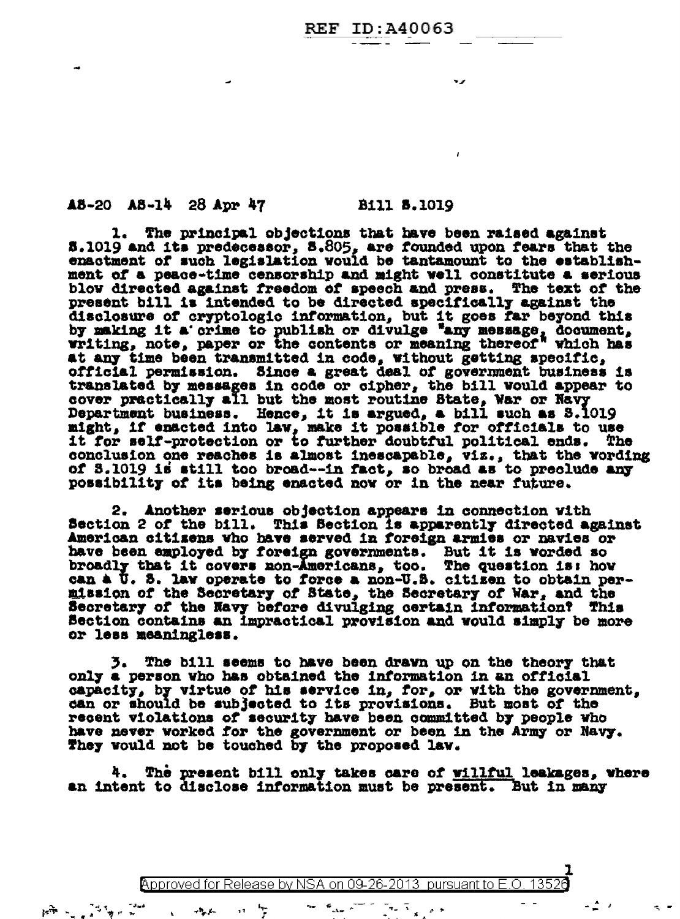AS-20 AS-14 28 Apr 47 Bill S.1019

1. The principal objections that have been raised against S.1019 and its predecessor, S.805, are founded upon fears that the enactment of such legislation would be tantamount to the establishment of a peace-time censorship and might well constitute a serious blow directed against freedom of speech and press. The text of the present bill is intended to be directed specifically against the disclosure of cryptologic information, but it goes far beyond this by making it a crime to publish or divulge "any message, document, writing, note, paper or the contents or meaning thereof" which has at any time been transmitted in code, without getting specific, official permission. Since a great deal of government business is translated by messages in code or cipher, the bill would appear to cover practically all but the most routine State, War or Navy Department business. Hence, it is argued, a bill such as S.1019 might, if enacted into law, make it possible for officials to use it for self-protection or to further doubtful political ends. The conclusion one reaches is almost inescapable, viz., that the wording of S.1019 is still too broad--in fact, so broad as to preclude any possibility of its being enacted now or in the near future.

2. Another serious objection appears in connection with Section 2 of the bill. This Section is apparently directed against American citizens who have served in foreign armies or navies or have been employed by foreign governments. But it is worded so broadly that it covers non-Americans, too. The question is: how can a U. S. law operate to force a non-U.S. citizen to obtain permission of the Secretary of State, the Secretary of War, and the Secretary of the Navy before divulging certain information? This Section contains an impractical provision and would simply be more or less meaningless.

3. The bill seems to have been drawn up on the theory that only a person who has obtained the information in an official capacity, by virtue of his service in, for, or with the government, can or should be subjected to its provisions. But most of the recent violations of security have been committed by people who have never worked for the government or been in the Army or Navy. They would not be touched by the proposed law.

4. The present bill only takes care of _willful_ leakages, where an intent to disclose information must be present. But in many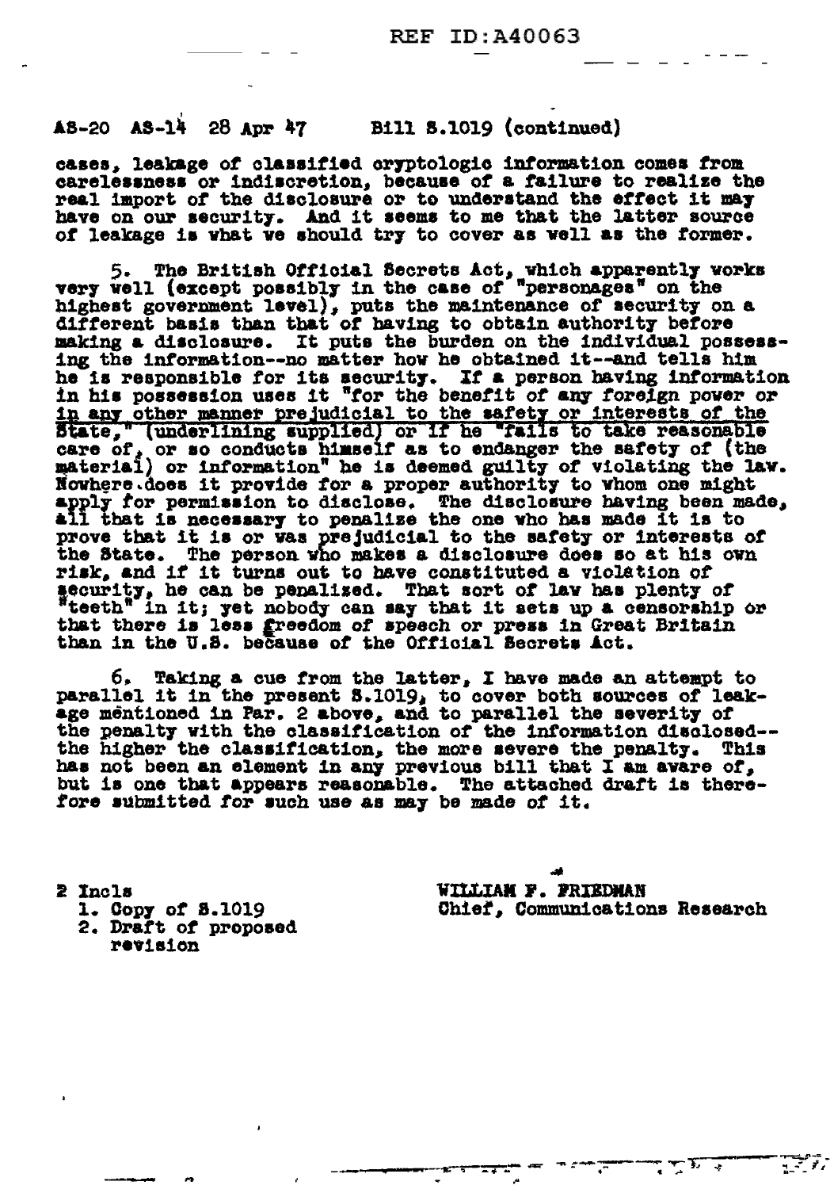AS-20 AS-14 28 Apr 47 Bill S.1019 (continued)

cases, leakage of classified cryptologic information comes from carelessness or indiscretion, because of a failure to realize the real import of the disclosure or to understand the effect it may have on our security. And it seems to me that the latter source of leakage is what we should try to cover as well as the former.

5. The British Official Secrets Act, which apparently works very well (except possibly in the case of "personages" on the highest government level), puts the maintenance of security on a different basis than that of having to obtain authority before making a disclosure. It puts the burden on the individual possessing the information--no matter how he obtained it--and tells him he is responsible for its security. If a person having information in his possession uses it "for the benefit of any foreign power or <u>in any other manner prejudicial to the safety or interests of the State</u>," (underlining supplied) or if he "fails to take reasonable care of, or so conducts himself as to endanger the safety of (the material) or information" he is deemed guilty of violating the law. Nowhere does it provide for a proper authority to whom one might apply for permission to disclose. The disclosure having been made, all that is necessary to penalize the one who has made it is to prove that it is or was prejudicial to the safety or interests of the State. The person who makes a disclosure does so at his own risk, and if it turns out to have constituted a violation of security, he can be penalized. That sort of law has plenty of "teeth" in it; yet nobody can say that it sets up a censorship or that there is less freedom of speech or press in Great Britain than in the U.S. because of the Official Secrets Act.

6. Taking a cue from the latter, I have made an attempt to parallel it in the present S.1019, to cover both sources of leakage mentioned in Par. 2 above, and to parallel the severity of the penalty with the classification of the information disclosed--the higher the classification, the more severe the penalty. This has not been an element in any previous bill that I am aware of, but is one that appears reasonable. The attached draft is therefore submitted for such use as may be made of it.

2 Incls
1. Copy of S.1019
2. Draft of proposed revision

WILLIAM F. FRIEDMAN
Chief, Communications Research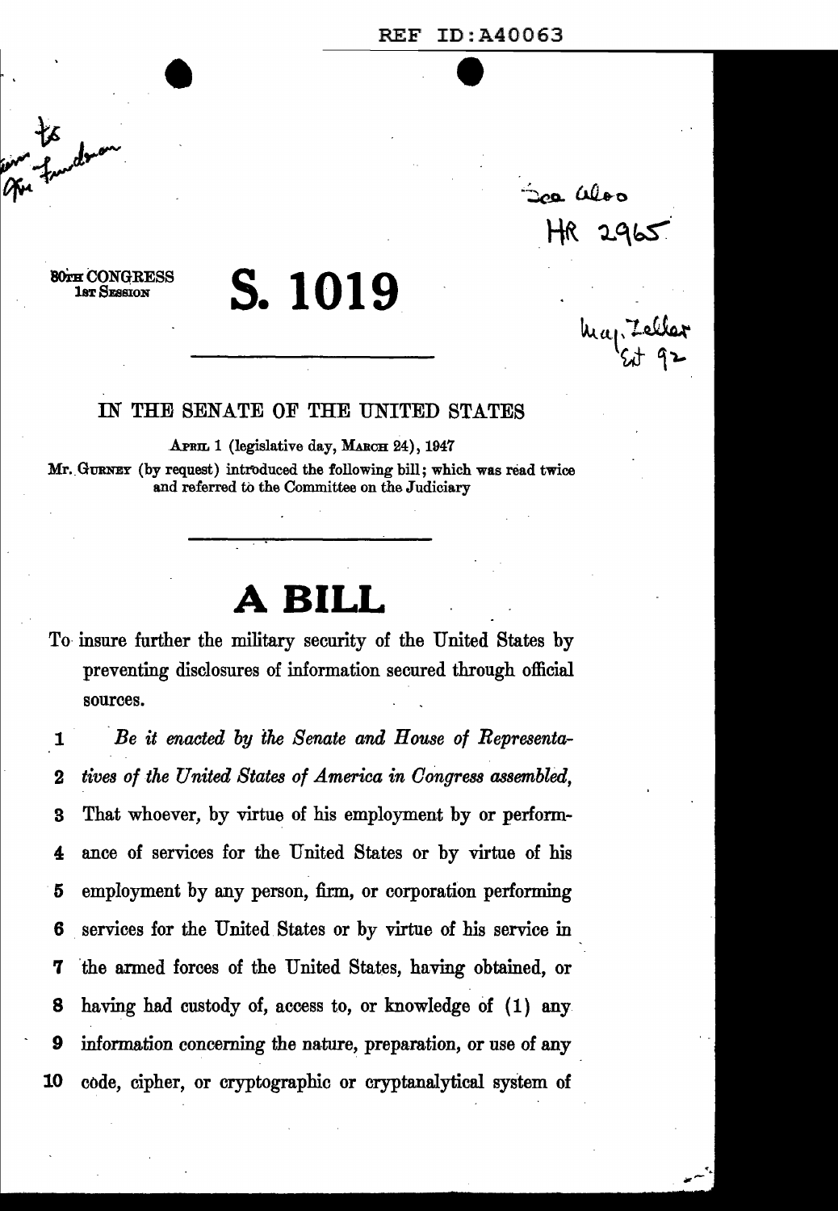80TH CONGRESS
1ST SESSION

# S. 1019

IN THE SENATE OF THE UNITED STATES

APRIL 1 (legislative day, MARCH 24), 1947

Mr. GURNEY (by request) introduced the following bill; which was read twice and referred to the Committee on the Judiciary

# A BILL

To insure further the military security of the United States by preventing disclosures of information secured through official sources.

1 *Be it enacted by the Senate and House of Representa-*
2 *tives of the United States of America in Congress assembled,*
3 That whoever, by virtue of his employment by or perform-
4 ance of services for the United States or by virtue of his
5 employment by any person, firm, or corporation performing
6 services for the United States or by virtue of his service in
7 the armed forces of the United States, having obtained, or
8 having had custody of, access to, or knowledge of (1) any
9 information concerning the nature, preparation, or use of any
10 code, cipher, or cryptographic or cryptanalytical system of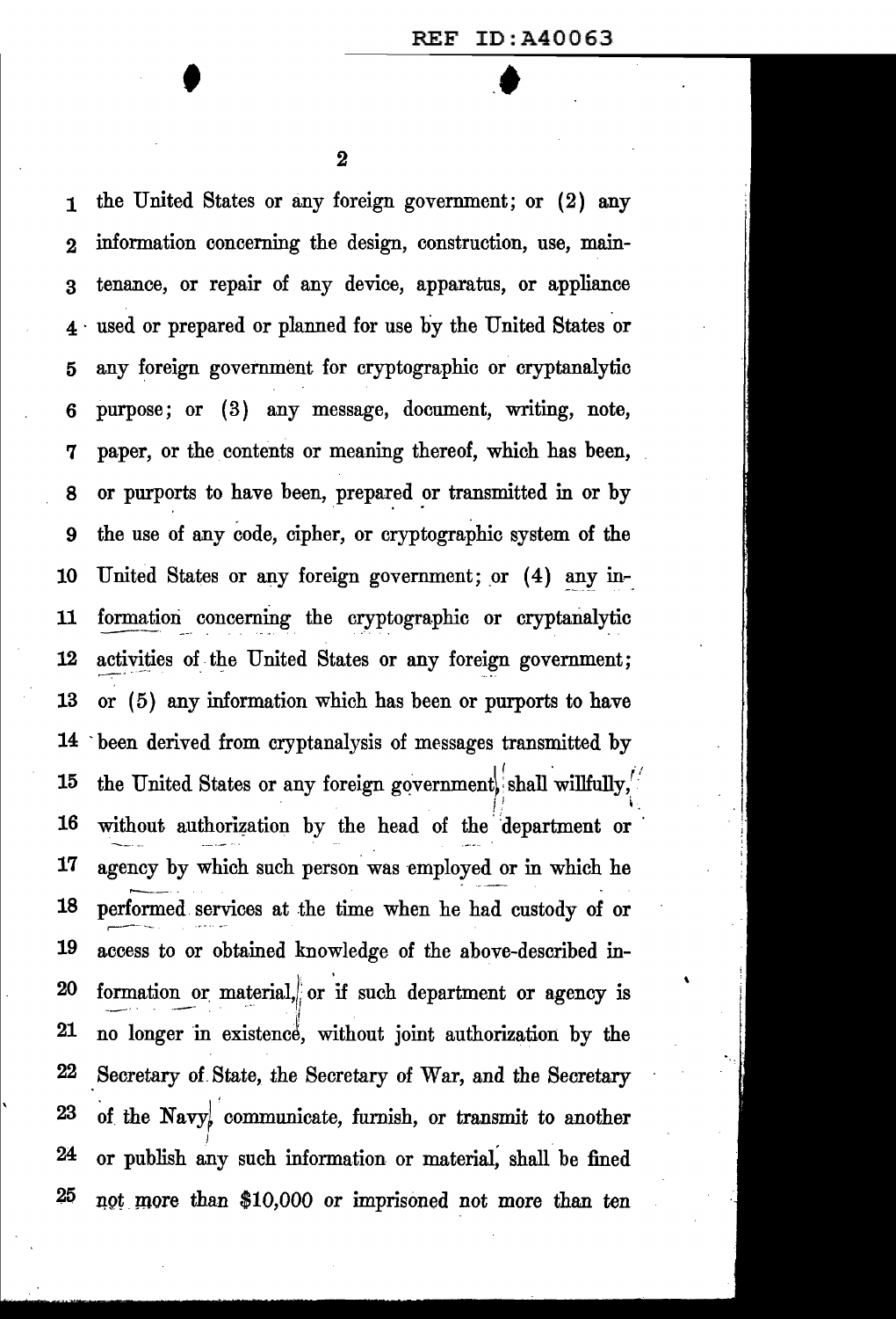the United States or any foreign government; or (2) any information concerning the design, construction, use, maintenance, or repair of any device, apparatus, or appliance used or prepared or planned for use by the United States or any foreign government for cryptographic or cryptanalytic purpose; or (3) any message, document, writing, note, paper, or the contents or meaning thereof, which has been, or purports to have been, prepared or transmitted in or by the use of any code, cipher, or cryptographic system of the United States or any foreign government; or (4) any information concerning the cryptographic or cryptanalytic activities of the United States or any foreign government; or (5) any information which has been or purports to have been derived from cryptanalysis of messages transmitted by the United States or any foreign government, shall willfully, without authorization by the head of the department or agency by which such person was employed or in which he performed services at the time when he had custody of or access to or obtained knowledge of the above-described information or material, or if such department or agency is no longer in existence, without joint authorization by the Secretary of State, the Secretary of War, and the Secretary of the Navy, communicate, furnish, or transmit to another or publish any such information or material, shall be fined not more than $10,000 or imprisoned not more than ten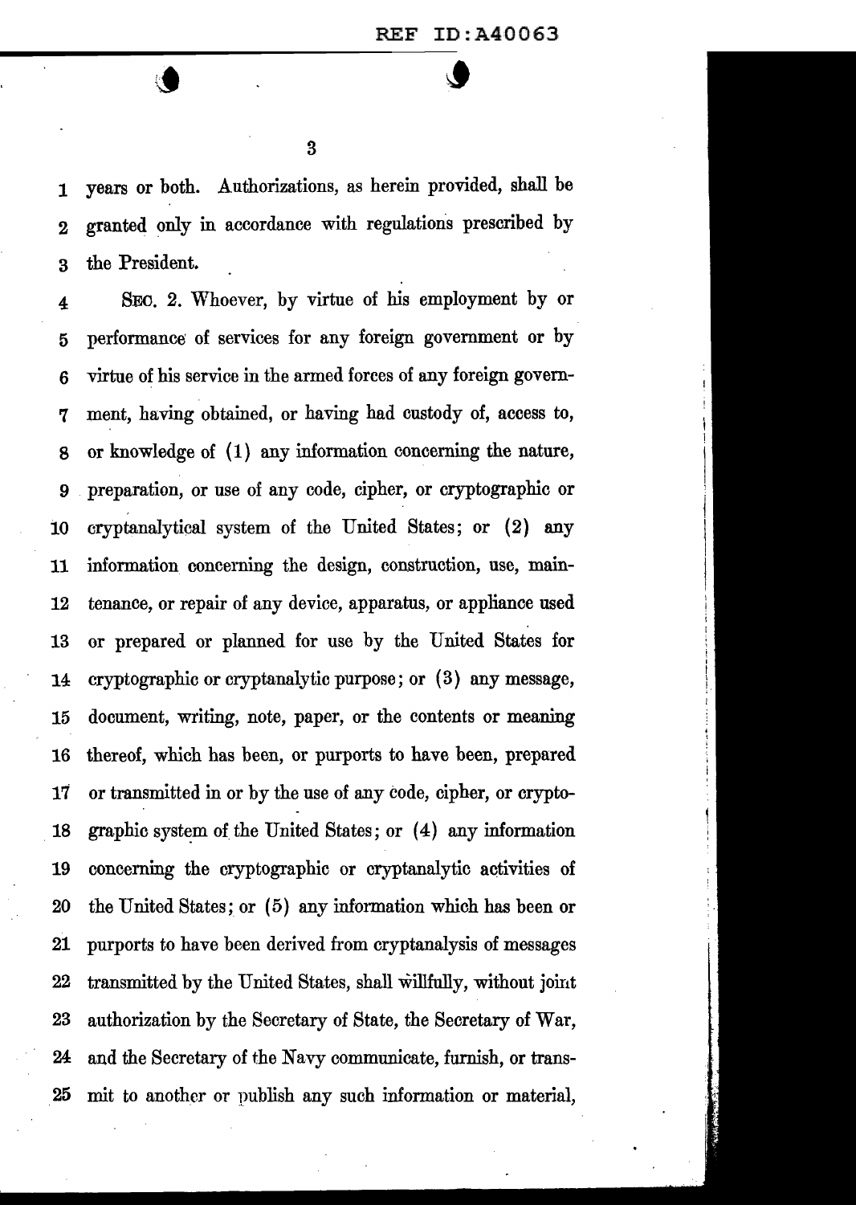years or both. Authorizations, as herein provided, shall be granted only in accordance with regulations prescribed by the President.

SEC. 2. Whoever, by virtue of his employment by or performance of services for any foreign government or by virtue of his service in the armed forces of any foreign government, having obtained, or having had custody of, access to, or knowledge of (1) any information concerning the nature, preparation, or use of any code, cipher, or cryptographic or cryptanalytical system of the United States; or (2) any information concerning the design, construction, use, maintenance, or repair of any device, apparatus, or appliance used or prepared or planned for use by the United States for cryptographic or cryptanalytic purpose; or (3) any message, document, writing, note, paper, or the contents or meaning thereof, which has been, or purports to have been, prepared or transmitted in or by the use of any code, cipher, or cryptographic system of the United States; or (4) any information concerning the cryptographic or cryptanalytic activities of the United States; or (5) any information which has been or purports to have been derived from cryptanalysis of messages transmitted by the United States, shall willfully, without joint authorization by the Secretary of State, the Secretary of War, and the Secretary of the Navy communicate, furnish, or transmit to another or publish any such information or material,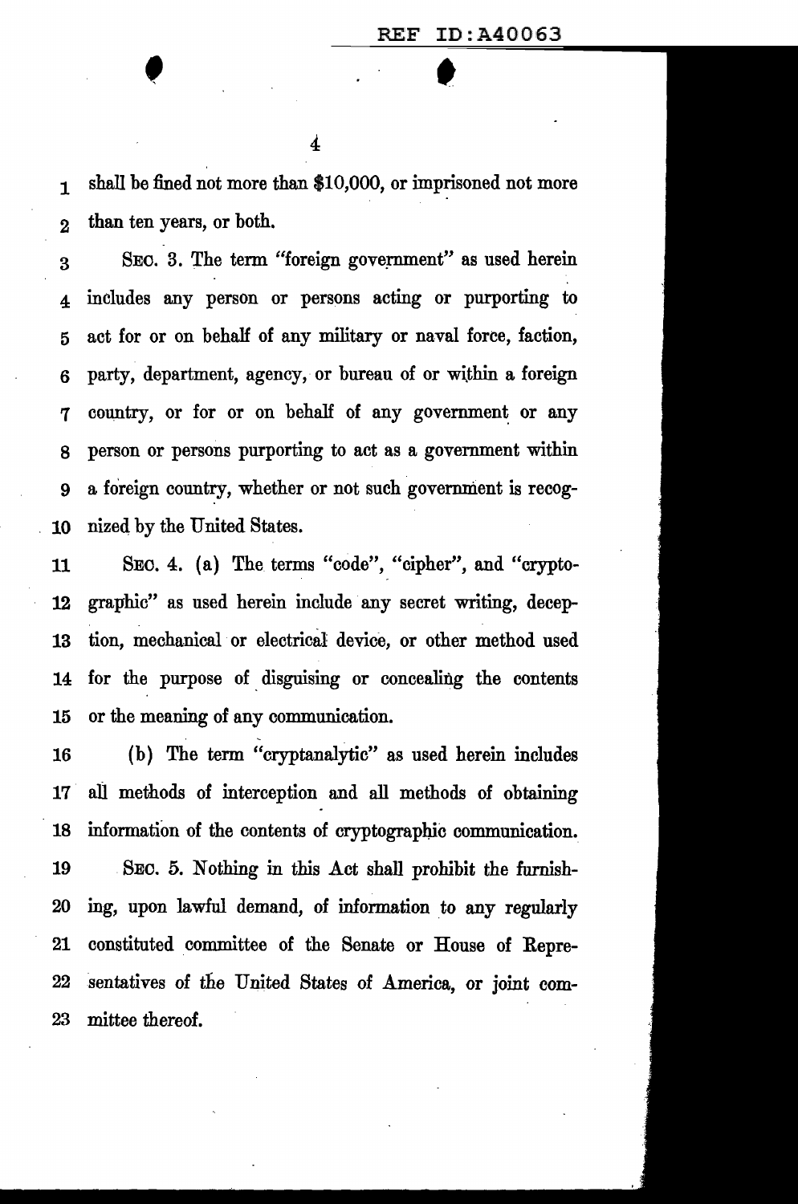shall be fined not more than $10,000, or imprisoned not more than ten years, or both.

SEC. 3. The term "foreign government" as used herein includes any person or persons acting or purporting to act for or on behalf of any military or naval force, faction, party, department, agency, or bureau of or within a foreign country, or for or on behalf of any government or any person or persons purporting to act as a government within a foreign country, whether or not such government is recognized by the United States.

SEC. 4. (a) The terms "code", "cipher", and "cryptographic" as used herein include any secret writing, deception, mechanical or electrical device, or other method used for the purpose of disguising or concealing the contents or the meaning of any communication.

(b) The term "cryptanalytic" as used herein includes all methods of interception and all methods of obtaining information of the contents of cryptographic communication.

SEC. 5. Nothing in this Act shall prohibit the furnishing, upon lawful demand, of information to any regularly constituted committee of the Senate or House of Representatives of the United States of America, or joint committee thereof.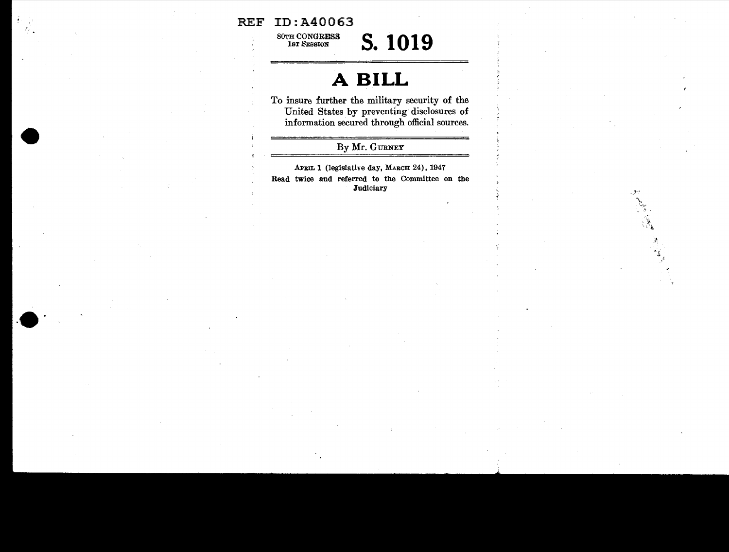REF ID:A40063

80TH CONGRESS
1ST SESSION

# S. 1019

# A BILL

To insure further the military security of the United States by preventing disclosures of information secured through official sources.

By Mr. GURNEY

APRIL 1 (legislative day, MARCH 24), 1947

Read twice and referred to the Committee on the Judiciary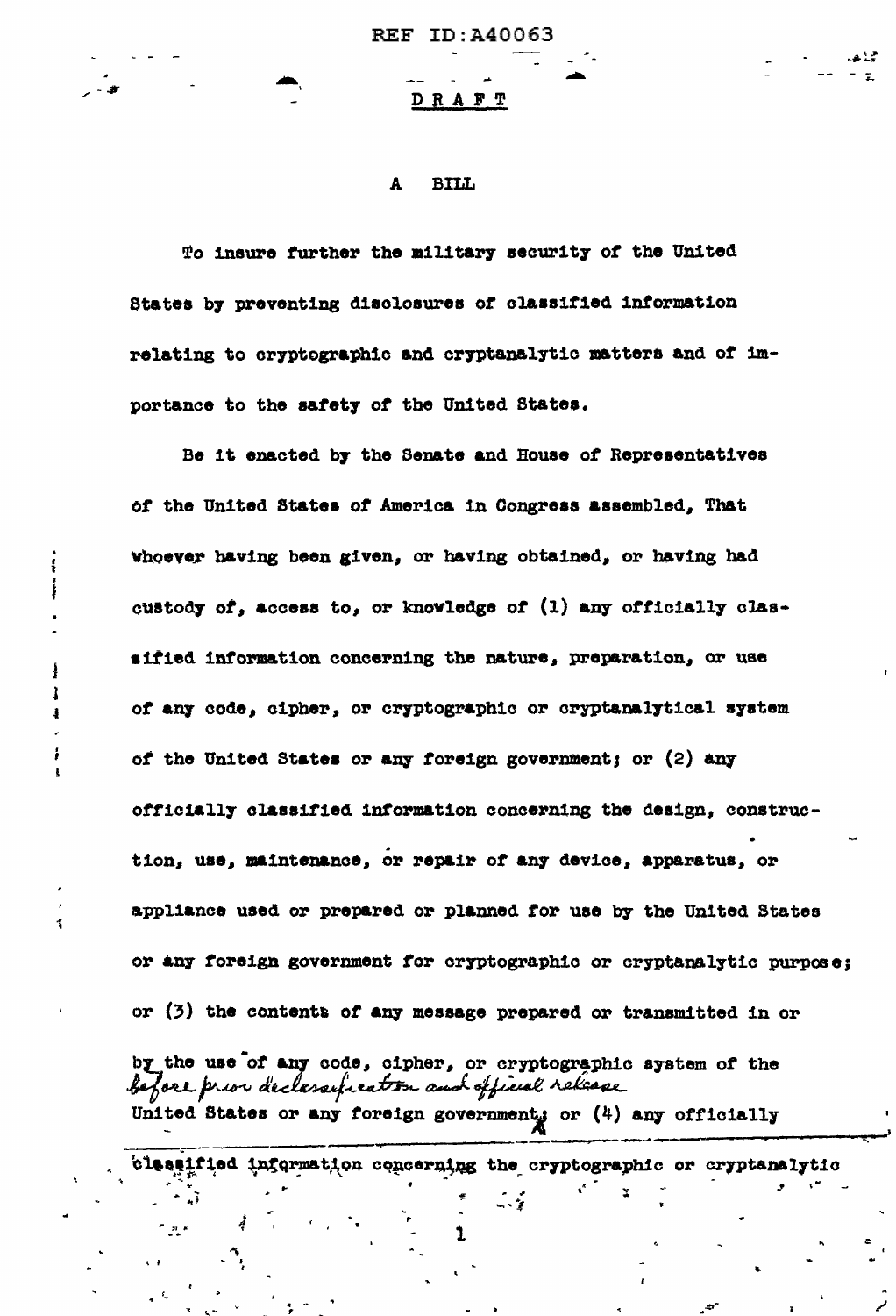REF ID:A40063

DRAFT

# A BILL

To insure further the military security of the United States by preventing disclosures of classified information relating to cryptographic and cryptanalytic matters and of importance to the safety of the United States.

Be it enacted by the Senate and House of Representatives of the United States of America in Congress assembled, That whoever having been given, or having obtained, or having had custody of, access to, or knowledge of (1) any officially classified information concerning the nature, preparation, or use of any code, cipher, or cryptographic or cryptanalytical system of the United States or any foreign government; or (2) any officially classified information concerning the design, construction, use, maintenance, or repair of any device, apparatus, or appliance used or prepared or planned for use by the United States or any foreign government for cryptographic or cryptanalytic purpose; or (3) the contents of any message prepared or transmitted in or by the use of any code, cipher, or cryptographic system of the United States or any foreign government *before prior declassification and official release*; or (4) any officially classified information concerning the cryptographic or cryptanalytic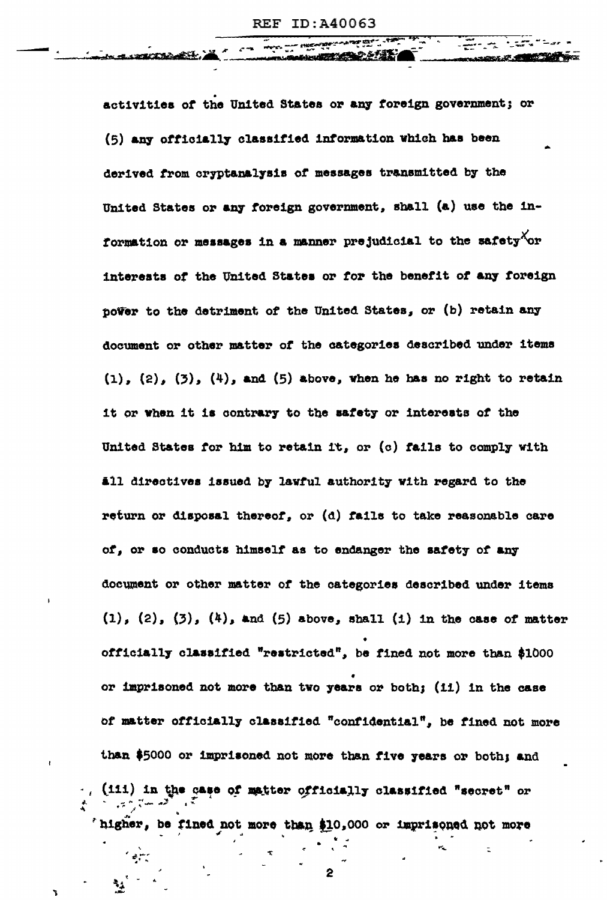activities of the United States or any foreign government; or (5) any officially classified information which has been derived from cryptanalysis of messages transmitted by the United States or any foreign government, shall (a) use the information or messages in a manner prejudicial to the safety or interests of the United States or for the benefit of any foreign power to the detriment of the United States, or (b) retain any document or other matter of the categories described under items (1), (2), (3), (4), and (5) above, when he has no right to retain it or when it is contrary to the safety or interests of the United States for him to retain it, or (c) fails to comply with all directives issued by lawful authority with regard to the return or disposal thereof, or (d) fails to take reasonable care of, or so conducts himself as to endanger the safety of any document or other matter of the categories described under items (1), (2), (3), (4), and (5) above, shall (i) in the case of matter officially classified "restricted", be fined not more than $1000 or imprisoned not more than two years or both; (ii) in the case of matter officially classified "confidential", be fined not more than $5000 or imprisoned not more than five years or both; and (iii) in the case of matter officially classified "secret" or higher, be fined not more than $10,000 or imprisoned not more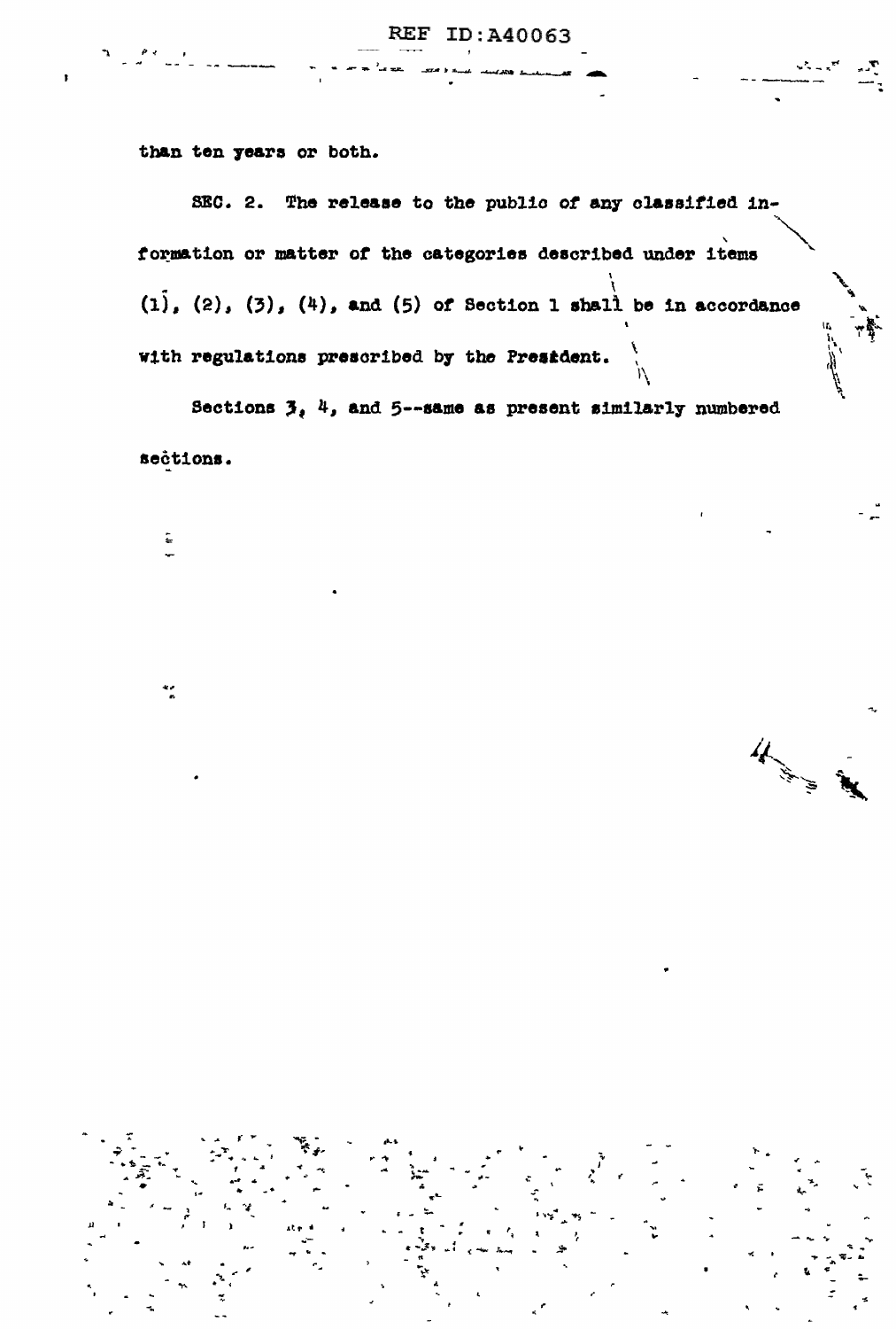than ten years or both.

SEC. 2. The release to the public of any classified information or matter of the categories described under items (1), (2), (3), (4), and (5) of Section 1 shall be in accordance with regulations prescribed by the President.

Sections 3, 4, and 5--same as present similarly numbered sections.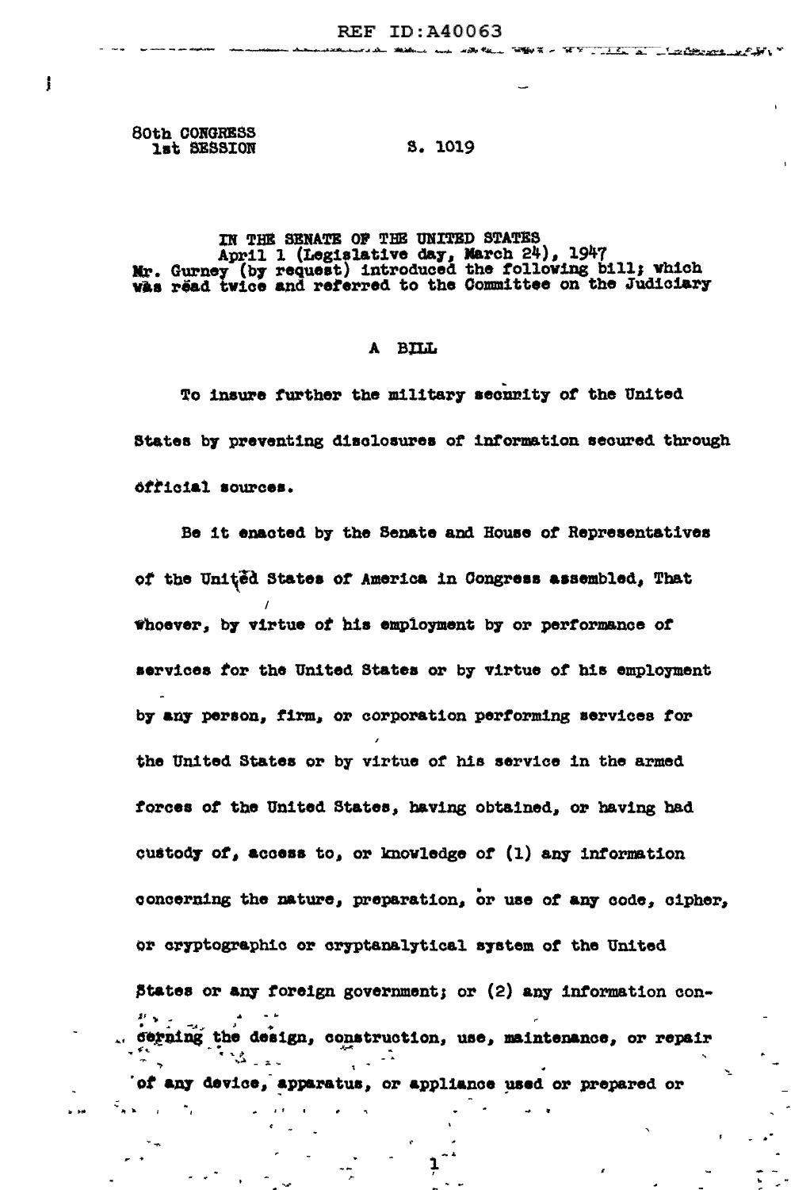80th CONGRESS
1st SESSION

S. 1019

IN THE SENATE OF THE UNITED STATES
April 1 (Legislative day, March 24), 1947
Mr. Gurney (by request) introduced the following bill; which was read twice and referred to the Committee on the Judiciary

## A BILL

To insure further the military security of the United States by preventing disclosures of information secured through official sources.

Be it enacted by the Senate and House of Representatives of the United States of America in Congress assembled, That whoever, by virtue of his employment by or performance of services for the United States or by virtue of his employment by any person, firm, or corporation performing services for the United States or by virtue of his service in the armed forces of the United States, having obtained, or having had custody of, access to, or knowledge of (1) any information concerning the nature, preparation, or use of any code, cipher, or cryptographic or cryptanalytical system of the United States or any foreign government; or (2) any information concerning the design, construction, use, maintenance, or repair of any device, apparatus, or appliance used or prepared or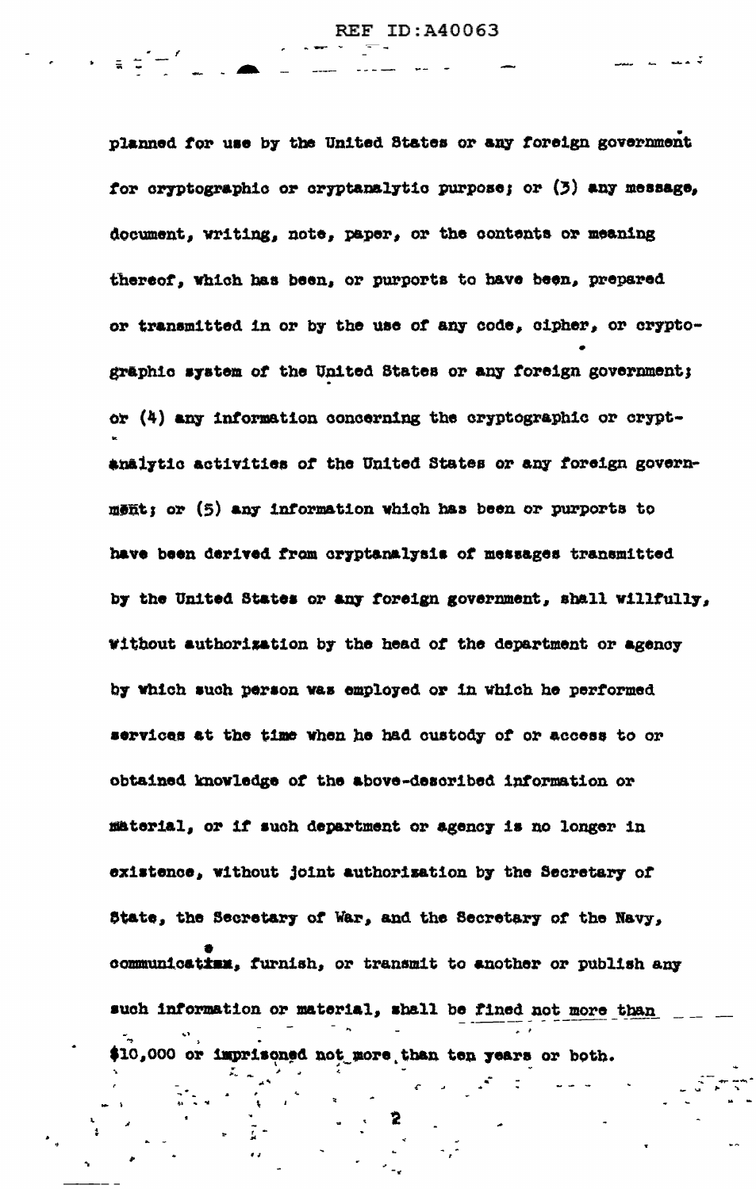planned for use by the United States or any foreign government for cryptographic or cryptanalytic purpose; or (3) any message, document, writing, note, paper, or the contents or meaning thereof, which has been, or purports to have been, prepared or transmitted in or by the use of any code, cipher, or cryptographic system of the United States or any foreign government; or (4) any information concerning the cryptographic or cryptanalytic activities of the United States or any foreign government; or (5) any information which has been or purports to have been derived from cryptanalysis of messages transmitted by the United States or any foreign government, shall willfully, without authorization by the head of the department or agency by which such person was employed or in which he performed services at the time when he had custody of or access to or obtained knowledge of the above-described information or material, or if such department or agency is no longer in existence, without joint authorization by the Secretary of State, the Secretary of War, and the Secretary of the Navy, communicate, furnish, or transmit to another or publish any such information or material, shall be fined not more than $10,000 or imprisoned not more than ten years or both.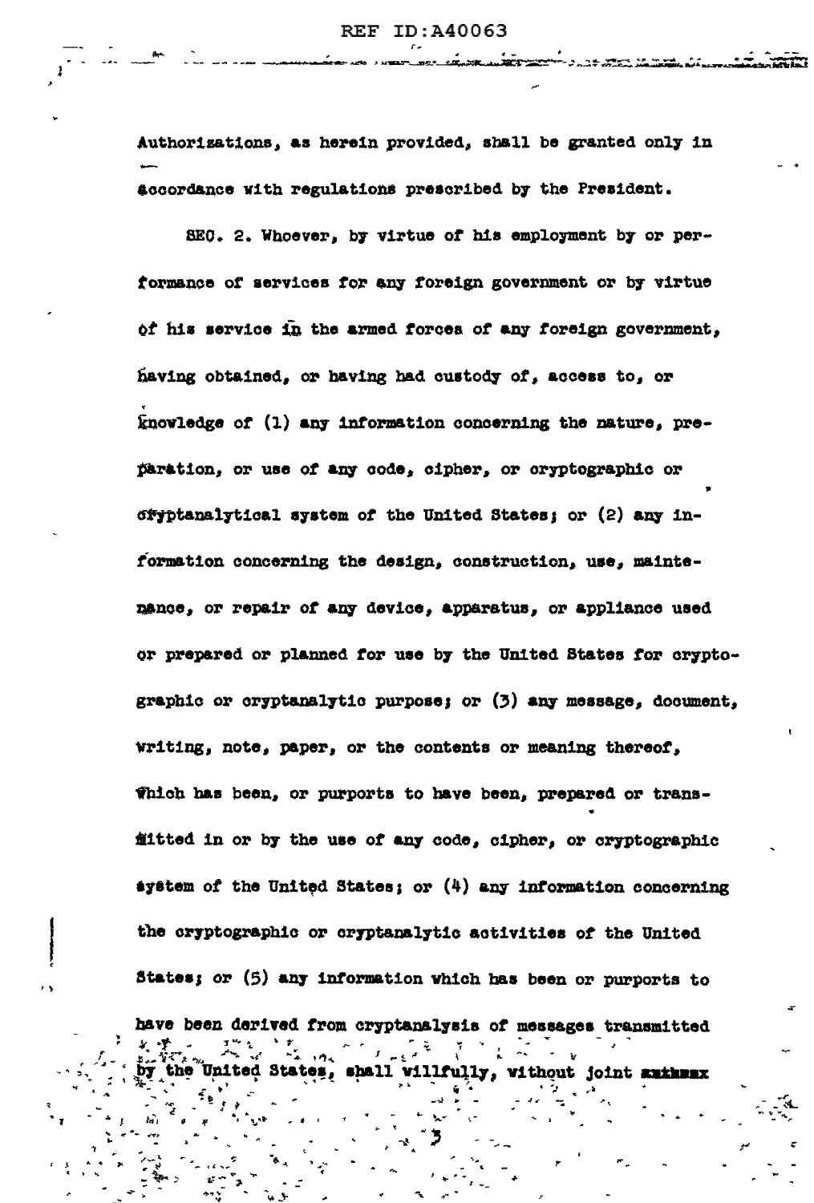Authorizations, as herein provided, shall be granted only in accordance with regulations prescribed by the President.

SEC. 2. Whoever, by virtue of his employment by or performance of services for any foreign government or by virtue of his service in the armed forces of any foreign government, having obtained, or having had custody of, access to, or knowledge of (1) any information concerning the nature, preparation, or use of any code, cipher, or cryptographic or cryptanalytical system of the United States; or (2) any information concerning the design, construction, use, maintenance, or repair of any device, apparatus, or appliance used or prepared or planned for use by the United States for cryptographic or cryptanalytic purpose; or (3) any message, document, writing, note, paper, or the contents or meaning thereof, which has been, or purports to have been, prepared or transmitted in or by the use of any code, cipher, or cryptographic system of the United States; or (4) any information concerning the cryptographic or cryptanalytic activities of the United States; or (5) any information which has been or purports to have been derived from cryptanalysis of messages transmitted by the United States, shall willfully, without joint ~~authxx~~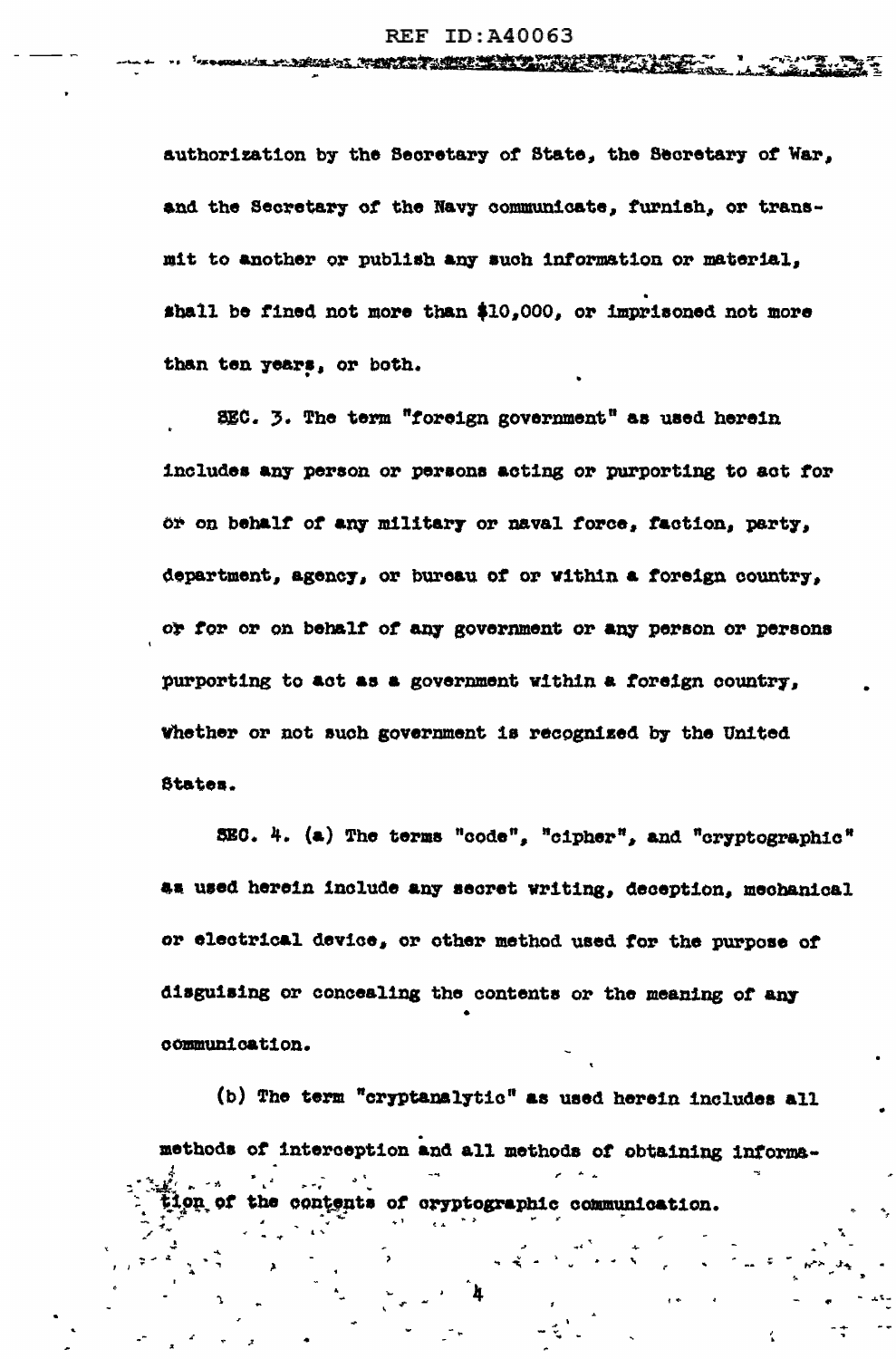authorization by the Secretary of State, the Secretary of War, and the Secretary of the Navy communicate, furnish, or transmit to another or publish any such information or material, shall be fined not more than $10,000, or imprisoned not more than ten years, or both.

SEC. 3. The term "foreign government" as used herein includes any person or persons acting or purporting to act for or on behalf of any military or naval force, faction, party, department, agency, or bureau of or within a foreign country, or for or on behalf of any government or any person or persons purporting to act as a government within a foreign country, whether or not such government is recognized by the United States.

SEC. 4. (a) The terms "code", "cipher", and "cryptographic" as used herein include any secret writing, deception, mechanical or electrical device, or other method used for the purpose of disguising or concealing the contents or the meaning of any communication.

(b) The term "cryptanalytic" as used herein includes all methods of interception and all methods of obtaining information of the contents of cryptographic communication.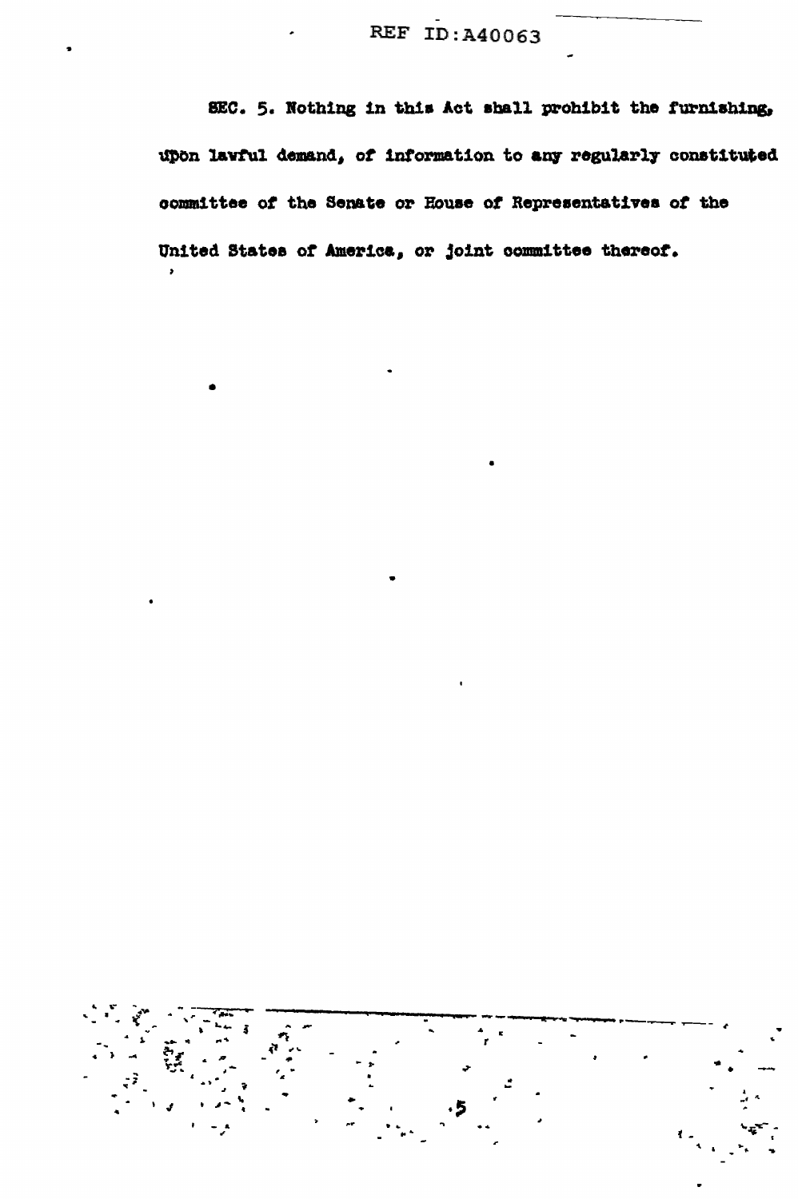SEC. 5. Nothing in this Act shall prohibit the furnishing, upon lawful demand, of information to any regularly constituted committee of the Senate or House of Representatives of the United States of America, or joint committee thereof.